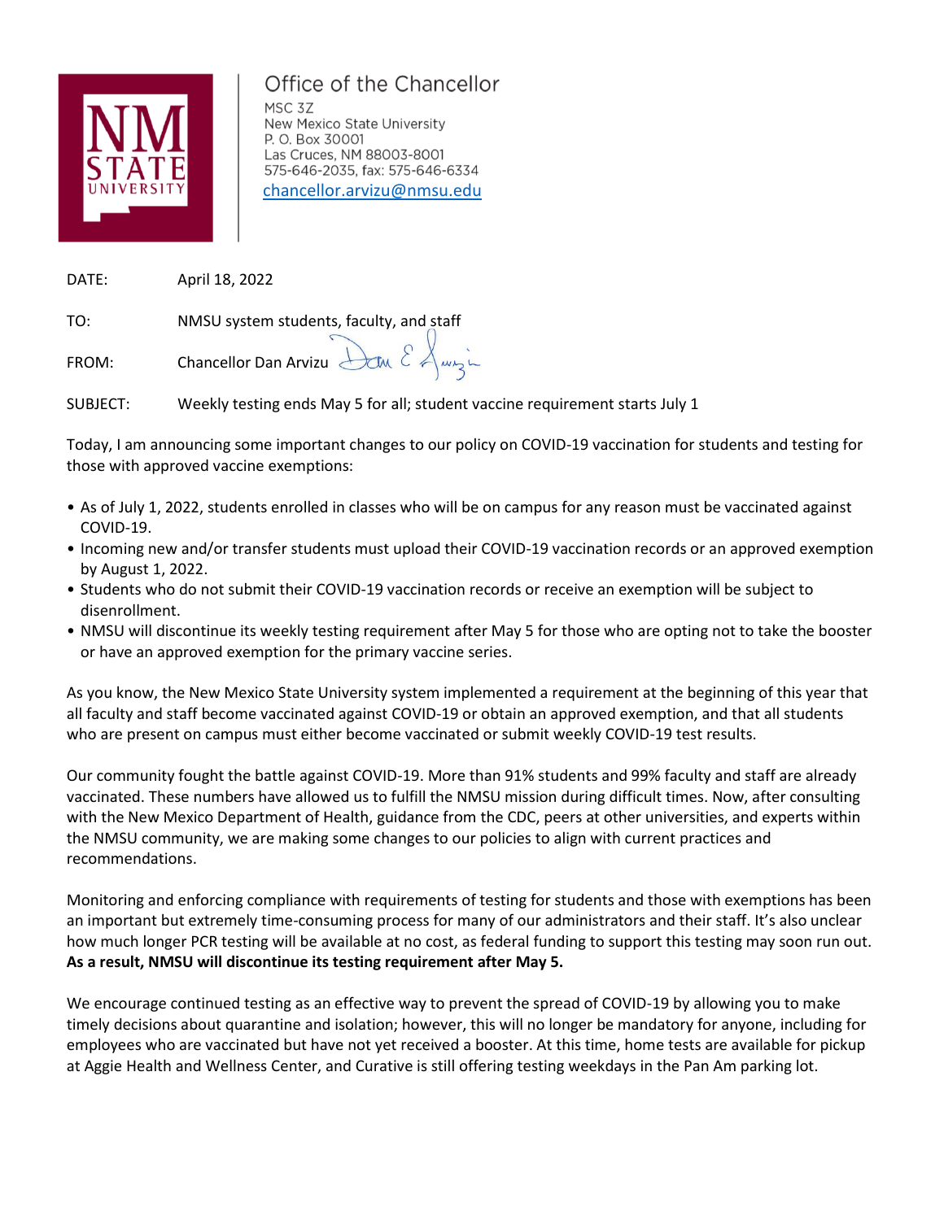Office of the Chancellor
MSC 3Z
New Mexico State University
P. O. Box 30001
Las Cruces, NM 88003-8001
575-646-2035, fax: 575-646-6334
chancellor.arvizu@nmsu.edu

DATE: April 18, 2022

TO: NMSU system students, faculty, and staff

FROM: Chancellor Dan Arvizu

SUBJECT: Weekly testing ends May 5 for all; student vaccine requirement starts July 1

Today, I am announcing some important changes to our policy on COVID-19 vaccination for students and testing for those with approved vaccine exemptions:

- As of July 1, 2022, students enrolled in classes who will be on campus for any reason must be vaccinated against COVID-19.
- Incoming new and/or transfer students must upload their COVID-19 vaccination records or an approved exemption by August 1, 2022.
- Students who do not submit their COVID-19 vaccination records or receive an exemption will be subject to disenrollment.
- NMSU will discontinue its weekly testing requirement after May 5 for those who are opting not to take the booster or have an approved exemption for the primary vaccine series.

As you know, the New Mexico State University system implemented a requirement at the beginning of this year that all faculty and staff become vaccinated against COVID-19 or obtain an approved exemption, and that all students who are present on campus must either become vaccinated or submit weekly COVID-19 test results.

Our community fought the battle against COVID-19. More than 91% students and 99% faculty and staff are already vaccinated. These numbers have allowed us to fulfill the NMSU mission during difficult times. Now, after consulting with the New Mexico Department of Health, guidance from the CDC, peers at other universities, and experts within the NMSU community, we are making some changes to our policies to align with current practices and recommendations.

Monitoring and enforcing compliance with requirements of testing for students and those with exemptions has been an important but extremely time-consuming process for many of our administrators and their staff. It's also unclear how much longer PCR testing will be available at no cost, as federal funding to support this testing may soon run out. **As a result, NMSU will discontinue its testing requirement after May 5.**

We encourage continued testing as an effective way to prevent the spread of COVID-19 by allowing you to make timely decisions about quarantine and isolation; however, this will no longer be mandatory for anyone, including for employees who are vaccinated but have not yet received a booster. At this time, home tests are available for pickup at Aggie Health and Wellness Center, and Curative is still offering testing weekdays in the Pan Am parking lot.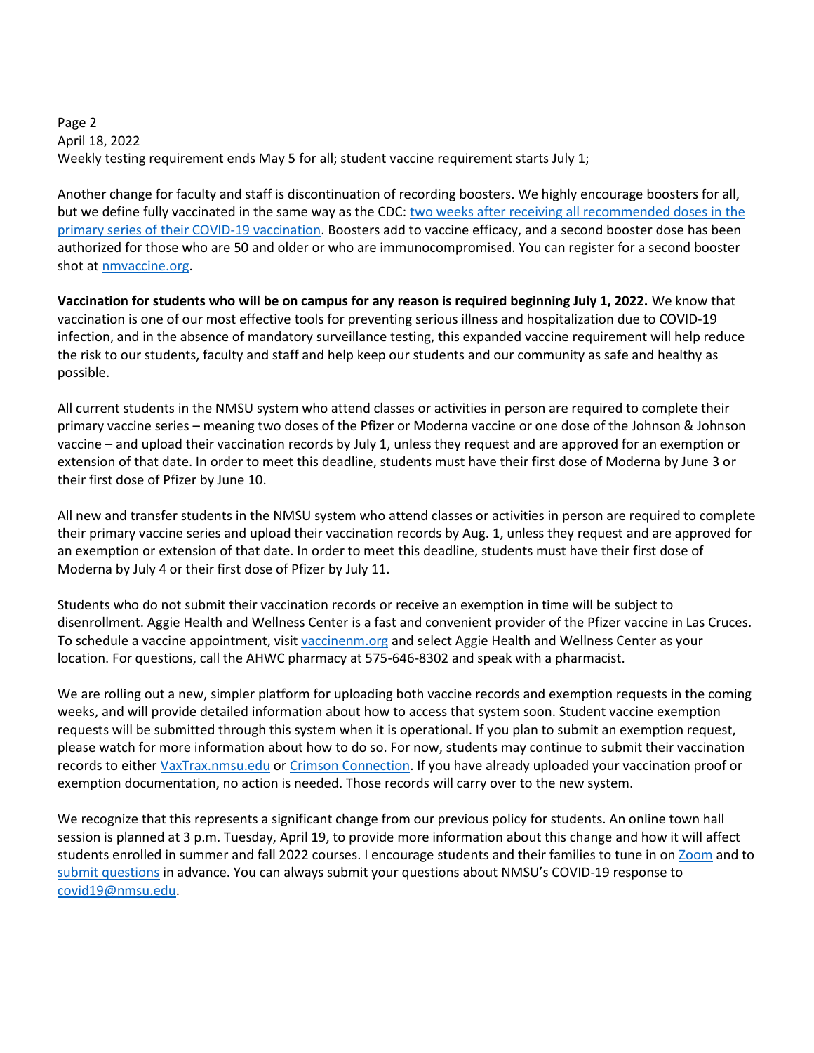Another change for faculty and staff is discontinuation of recording boosters. We highly encourage boosters for all, but we define fully vaccinated in the same way as the CDC: two weeks after receiving all recommended doses in the primary series of their COVID-19 vaccination. Boosters add to vaccine efficacy, and a second booster dose has been authorized for those who are 50 and older or who are immunocompromised. You can register for a second booster shot at nmvaccine.org.

**Vaccination for students who will be on campus for any reason is required beginning July 1, 2022.** We know that vaccination is one of our most effective tools for preventing serious illness and hospitalization due to COVID-19 infection, and in the absence of mandatory surveillance testing, this expanded vaccine requirement will help reduce the risk to our students, faculty and staff and help keep our students and our community as safe and healthy as possible.

All current students in the NMSU system who attend classes or activities in person are required to complete their primary vaccine series – meaning two doses of the Pfizer or Moderna vaccine or one dose of the Johnson & Johnson vaccine – and upload their vaccination records by July 1, unless they request and are approved for an exemption or extension of that date. In order to meet this deadline, students must have their first dose of Moderna by June 3 or their first dose of Pfizer by June 10.

All new and transfer students in the NMSU system who attend classes or activities in person are required to complete their primary vaccine series and upload their vaccination records by Aug. 1, unless they request and are approved for an exemption or extension of that date. In order to meet this deadline, students must have their first dose of Moderna by July 4 or their first dose of Pfizer by July 11.

Students who do not submit their vaccination records or receive an exemption in time will be subject to disenrollment. Aggie Health and Wellness Center is a fast and convenient provider of the Pfizer vaccine in Las Cruces. To schedule a vaccine appointment, visit vaccinenm.org and select Aggie Health and Wellness Center as your location. For questions, call the AHWC pharmacy at 575-646-8302 and speak with a pharmacist.

We are rolling out a new, simpler platform for uploading both vaccine records and exemption requests in the coming weeks, and will provide detailed information about how to access that system soon. Student vaccine exemption requests will be submitted through this system when it is operational. If you plan to submit an exemption request, please watch for more information about how to do so. For now, students may continue to submit their vaccination records to either VaxTrax.nmsu.edu or Crimson Connection. If you have already uploaded your vaccination proof or exemption documentation, no action is needed. Those records will carry over to the new system.

We recognize that this represents a significant change from our previous policy for students. An online town hall session is planned at 3 p.m. Tuesday, April 19, to provide more information about this change and how it will affect students enrolled in summer and fall 2022 courses. I encourage students and their families to tune in on Zoom and to submit questions in advance. You can always submit your questions about NMSU's COVID-19 response to covid19@nmsu.edu.